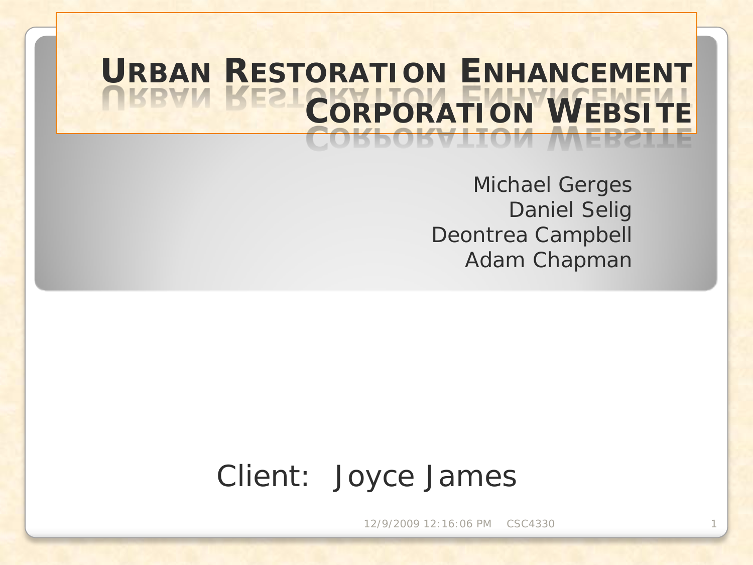# Urban Restoration Enhancement Corporation Website

Michael Gerges
Daniel Selig
Deontrea Campbell
Adam Chapman

Client: Joyce James

12/9/2009 12:16:06 PM CSC4330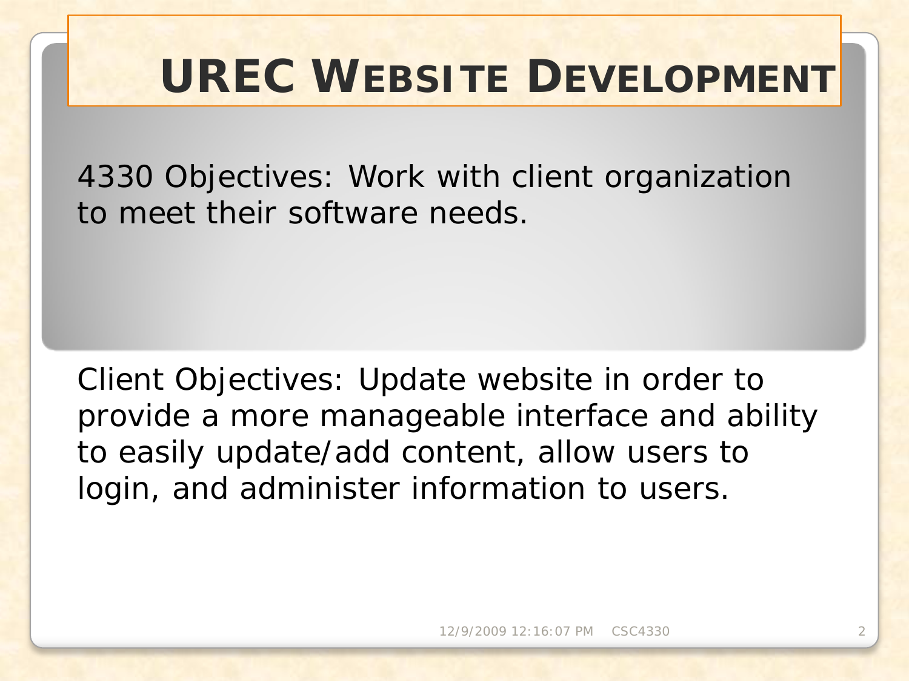# UREC Website Development

4330 Objectives: Work with client organization to meet their software needs.

Client Objectives: Update website in order to provide a more manageable interface and ability to easily update/add content, allow users to login, and administer information to users.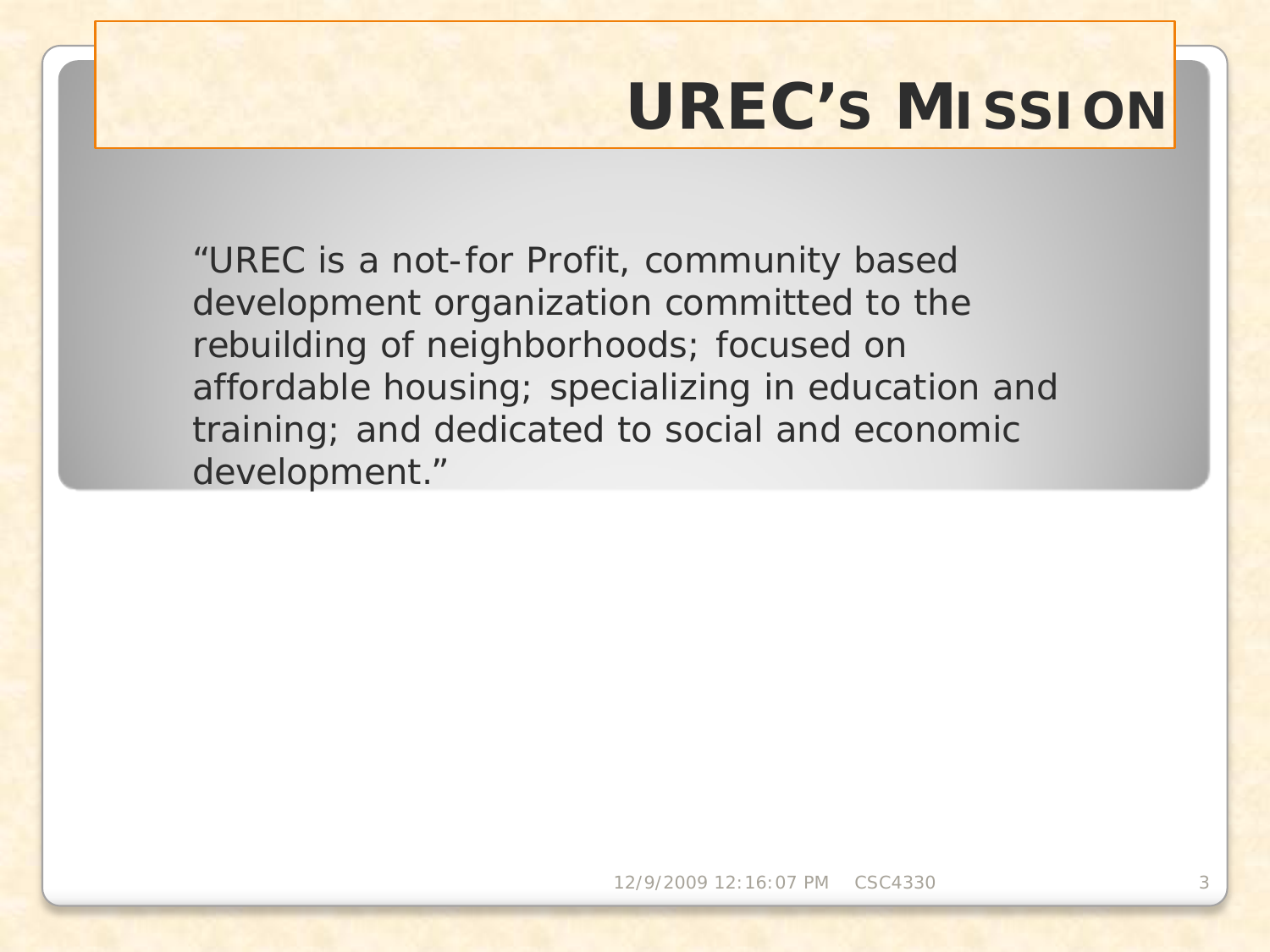# UREC's Mission

"UREC is a not-for Profit, community based development organization committed to the rebuilding of neighborhoods; focused on affordable housing; specializing in education and training; and dedicated to social and economic development."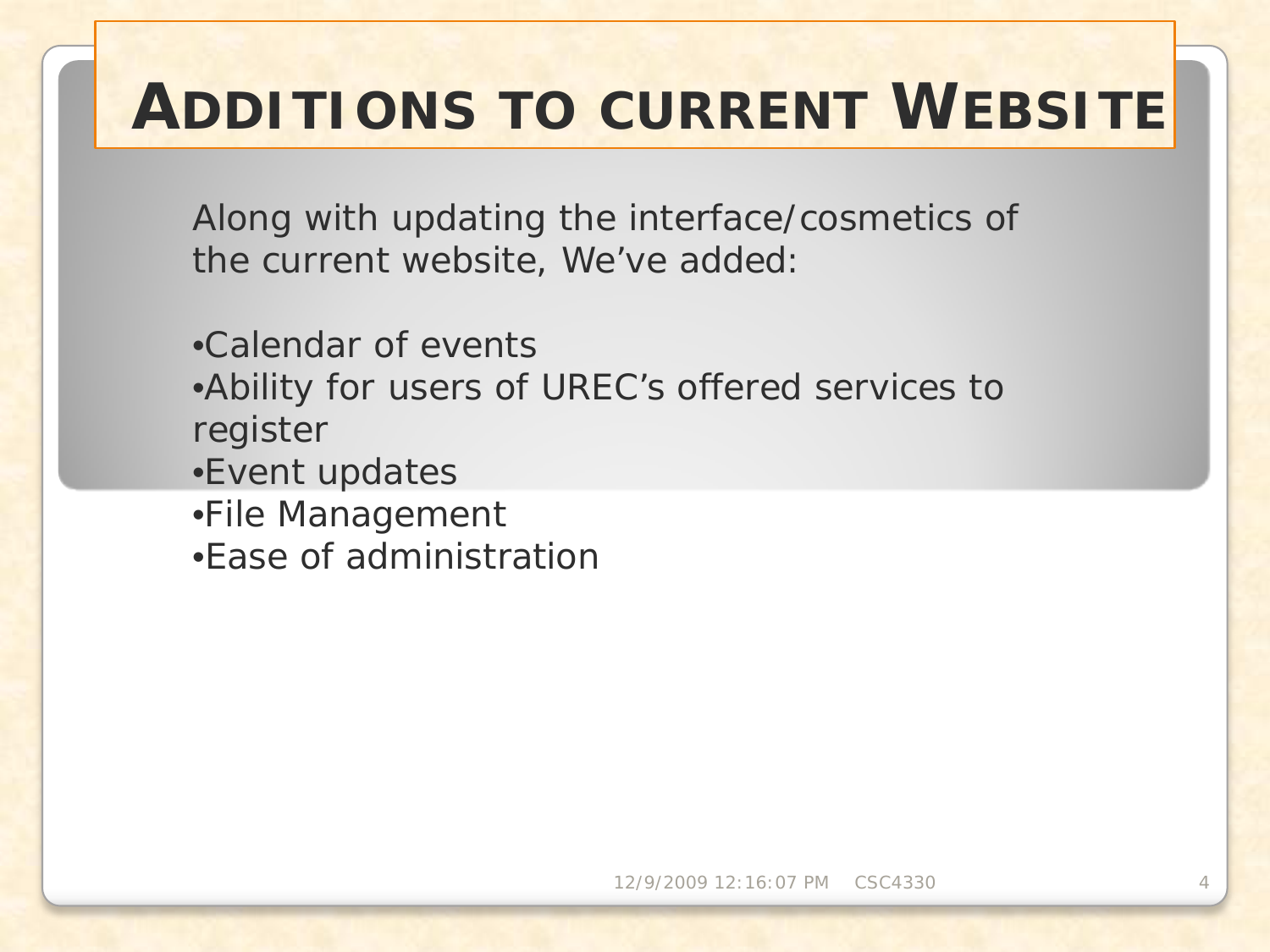# Additions to current Website

Along with updating the interface/cosmetics of the current website, We've added:

- Calendar of events
- Ability for users of UREC's offered services to register
- Event updates
- File Management
- Ease of administration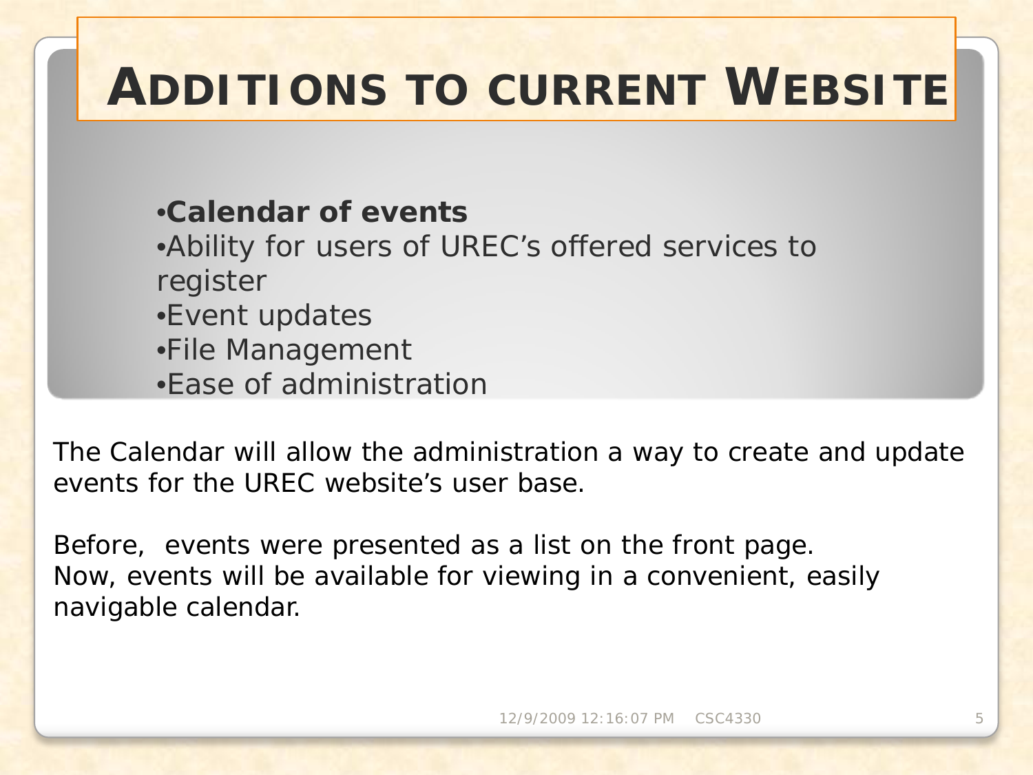# Additions to current Website

- **Calendar of events**
- Ability for users of UREC's offered services to register
- Event updates
- File Management
- Ease of administration

The Calendar will allow the administration a way to create and update events for the UREC website's user base.

Before, events were presented as a list on the front page.
Now, events will be available for viewing in a convenient, easily navigable calendar.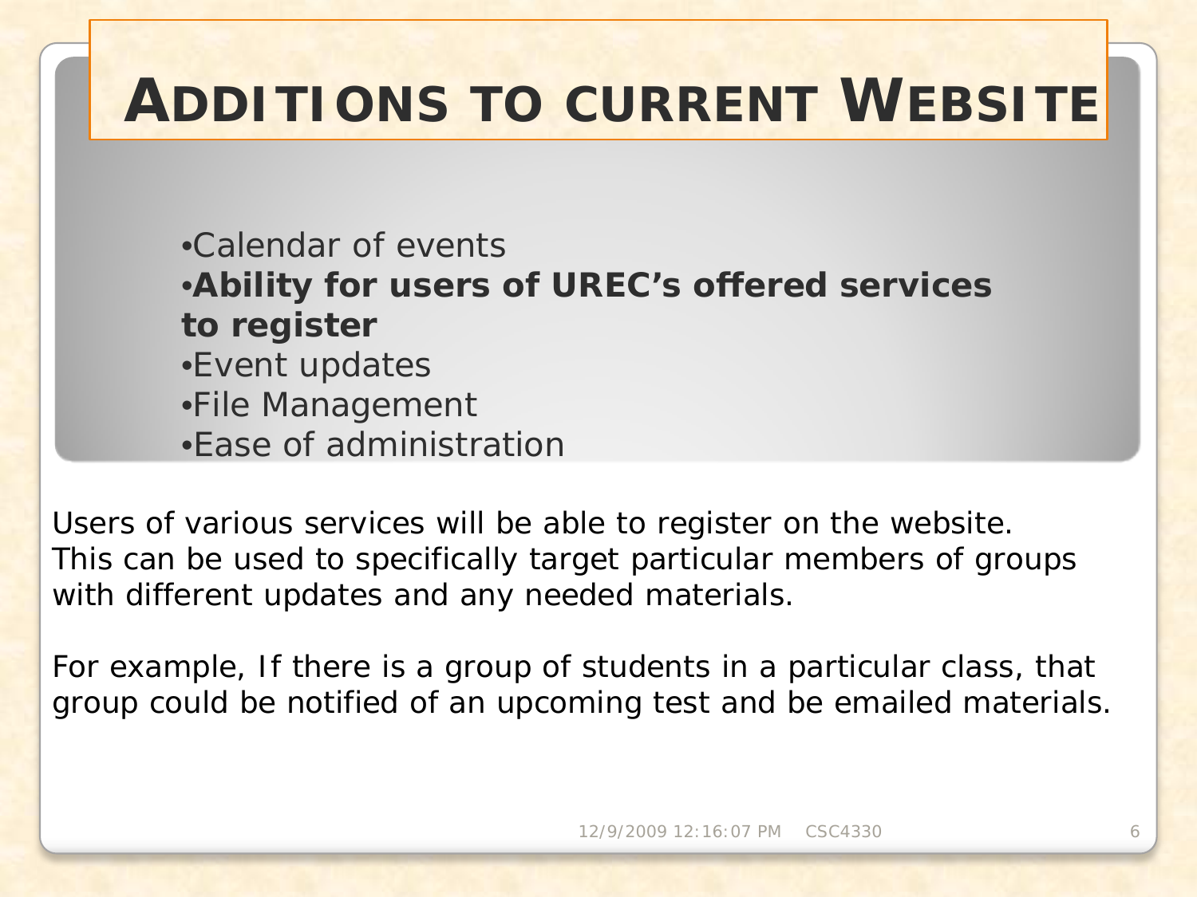# Additions to current Website

- Calendar of events
- **Ability for users of UREC's offered services to register**
- Event updates
- File Management
- Ease of administration

Users of various services will be able to register on the website. This can be used to specifically target particular members of groups with different updates and any needed materials.

For example, If there is a group of students in a particular class, that group could be notified of an upcoming test and be emailed materials.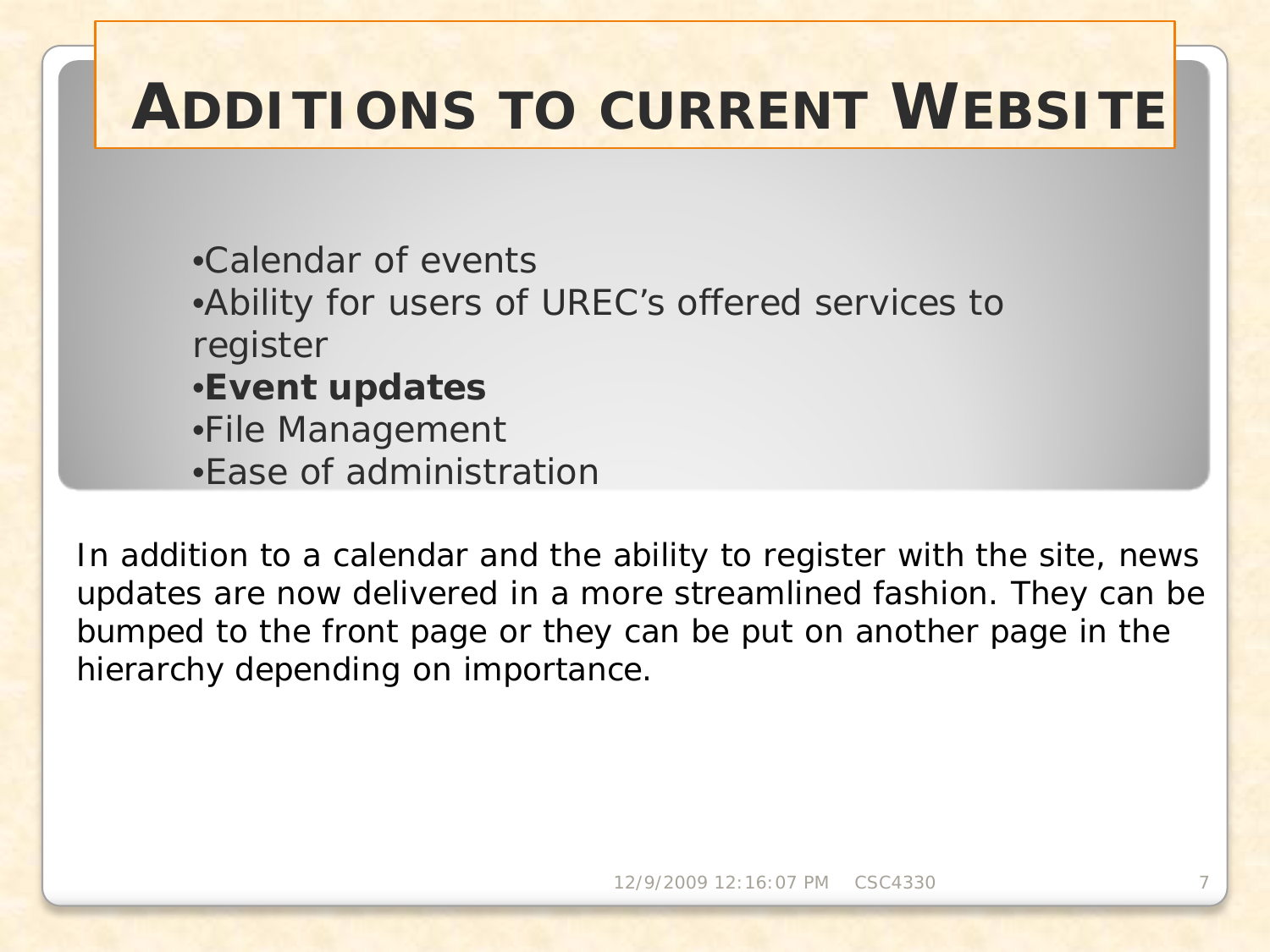# ADDITIONS TO CURRENT WEBSITE

- Calendar of events
- Ability for users of UREC's offered services to register
- **Event updates**
- File Management
- Ease of administration

In addition to a calendar and the ability to register with the site, news updates are now delivered in a more streamlined fashion. They can be bumped to the front page or they can be put on another page in the hierarchy depending on importance.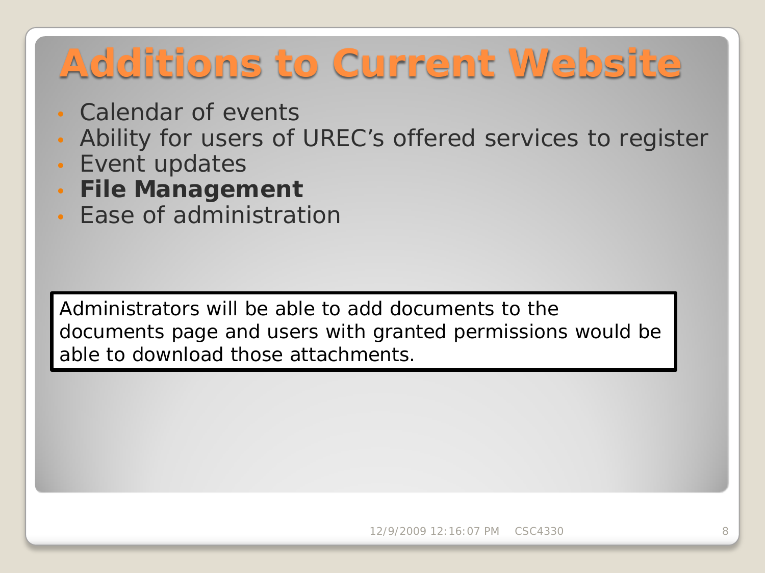# Additions to Current Website

- Calendar of events
- Ability for users of UREC's offered services to register
- Event updates
- **File Management**
- Ease of administration

Administrators will be able to add documents to the documents page and users with granted permissions would be able to download those attachments.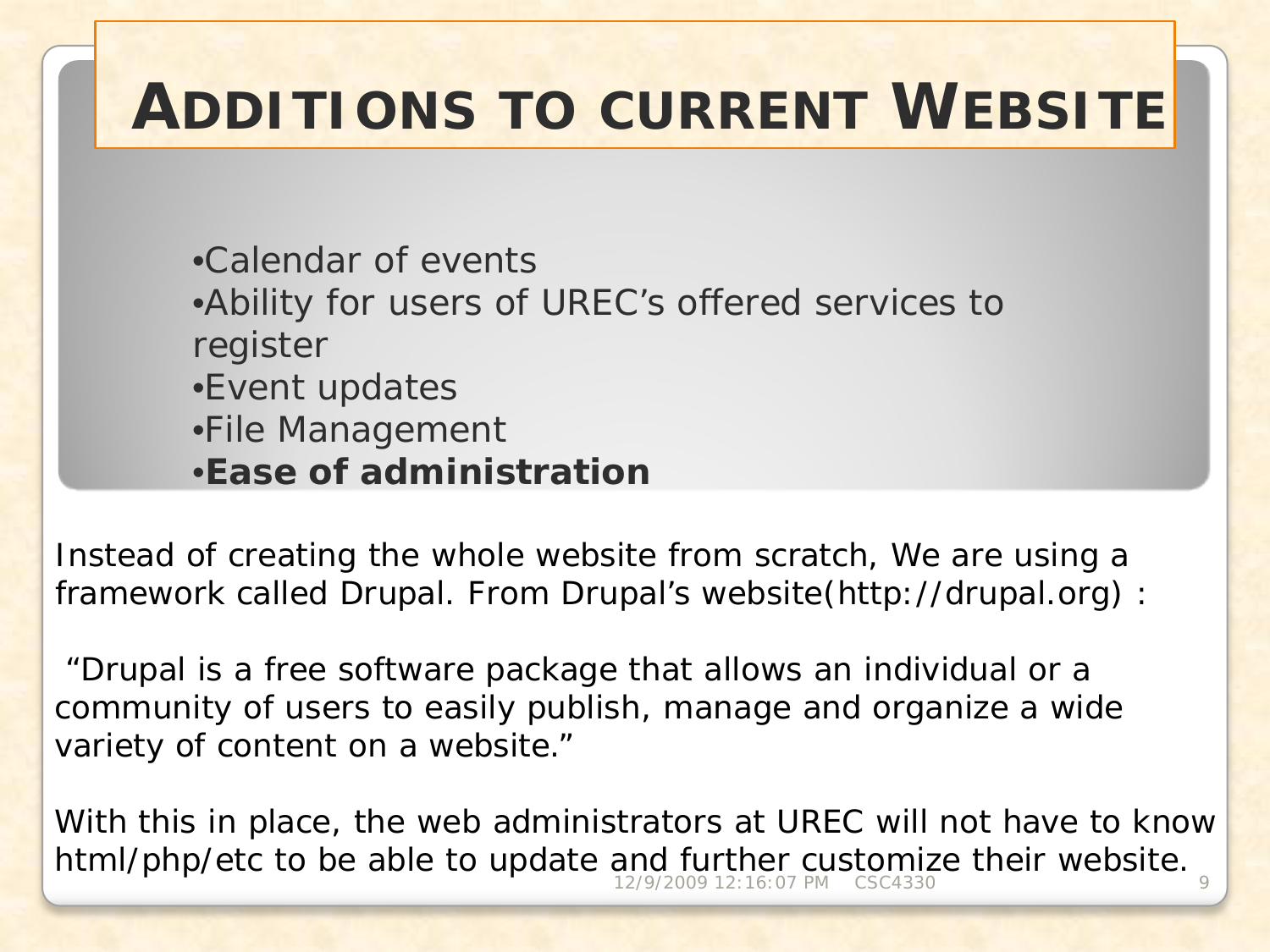# Additions to current Website

- Calendar of events
- Ability for users of UREC's offered services to register
- Event updates
- File Management
- **Ease of administration**

Instead of creating the whole website from scratch, We are using a framework called Drupal. From Drupal's website(http://drupal.org) :

"Drupal is a free software package that allows an individual or a community of users to easily publish, manage and organize a wide variety of content on a website."

With this in place, the web administrators at UREC will not have to know html/php/etc to be able to update and further customize their website.